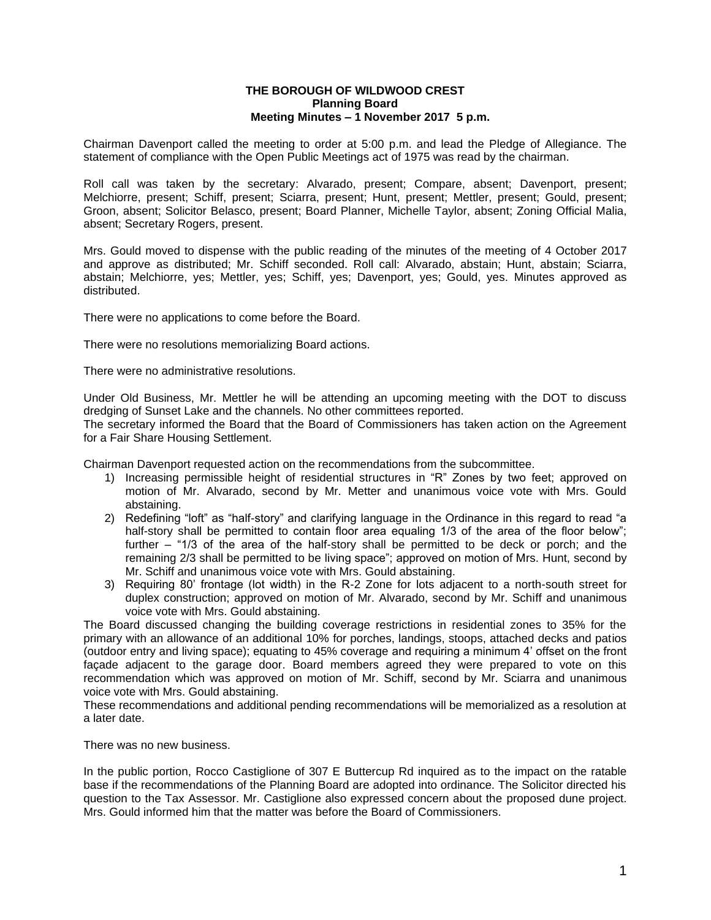**THE BOROUGH OF WILDWOOD CREST**
**Planning Board**
**Meeting Minutes – 1 November 2017 5 p.m.**

Chairman Davenport called the meeting to order at 5:00 p.m. and lead the Pledge of Allegiance. The statement of compliance with the Open Public Meetings act of 1975 was read by the chairman.

Roll call was taken by the secretary: Alvarado, present; Compare, absent; Davenport, present; Melchiorre, present; Schiff, present; Sciarra, present; Hunt, present; Mettler, present; Gould, present; Groon, absent; Solicitor Belasco, present; Board Planner, Michelle Taylor, absent; Zoning Official Malia, absent; Secretary Rogers, present.

Mrs. Gould moved to dispense with the public reading of the minutes of the meeting of 4 October 2017 and approve as distributed; Mr. Schiff seconded. Roll call: Alvarado, abstain; Hunt, abstain; Sciarra, abstain; Melchiorre, yes; Mettler, yes; Schiff, yes; Davenport, yes; Gould, yes. Minutes approved as distributed.

There were no applications to come before the Board.

There were no resolutions memorializing Board actions.

There were no administrative resolutions.

Under Old Business, Mr. Mettler he will be attending an upcoming meeting with the DOT to discuss dredging of Sunset Lake and the channels. No other committees reported.
The secretary informed the Board that the Board of Commissioners has taken action on the Agreement for a Fair Share Housing Settlement.

Chairman Davenport requested action on the recommendations from the subcommittee.

1) Increasing permissible height of residential structures in "R" Zones by two feet; approved on motion of Mr. Alvarado, second by Mr. Metter and unanimous voice vote with Mrs. Gould abstaining.
2) Redefining "loft" as "half-story" and clarifying language in the Ordinance in this regard to read "a half-story shall be permitted to contain floor area equaling 1/3 of the area of the floor below"; further – "1/3 of the area of the half-story shall be permitted to be deck or porch; and the remaining 2/3 shall be permitted to be living space"; approved on motion of Mrs. Hunt, second by Mr. Schiff and unanimous voice vote with Mrs. Gould abstaining.
3) Requiring 80' frontage (lot width) in the R-2 Zone for lots adjacent to a north-south street for duplex construction; approved on motion of Mr. Alvarado, second by Mr. Schiff and unanimous voice vote with Mrs. Gould abstaining.

The Board discussed changing the building coverage restrictions in residential zones to 35% for the primary with an allowance of an additional 10% for porches, landings, stoops, attached decks and patios (outdoor entry and living space); equating to 45% coverage and requiring a minimum 4' offset on the front façade adjacent to the garage door. Board members agreed they were prepared to vote on this recommendation which was approved on motion of Mr. Schiff, second by Mr. Sciarra and unanimous voice vote with Mrs. Gould abstaining.
These recommendations and additional pending recommendations will be memorialized as a resolution at a later date.

There was no new business.

In the public portion, Rocco Castiglione of 307 E Buttercup Rd inquired as to the impact on the ratable base if the recommendations of the Planning Board are adopted into ordinance. The Solicitor directed his question to the Tax Assessor. Mr. Castiglione also expressed concern about the proposed dune project. Mrs. Gould informed him that the matter was before the Board of Commissioners.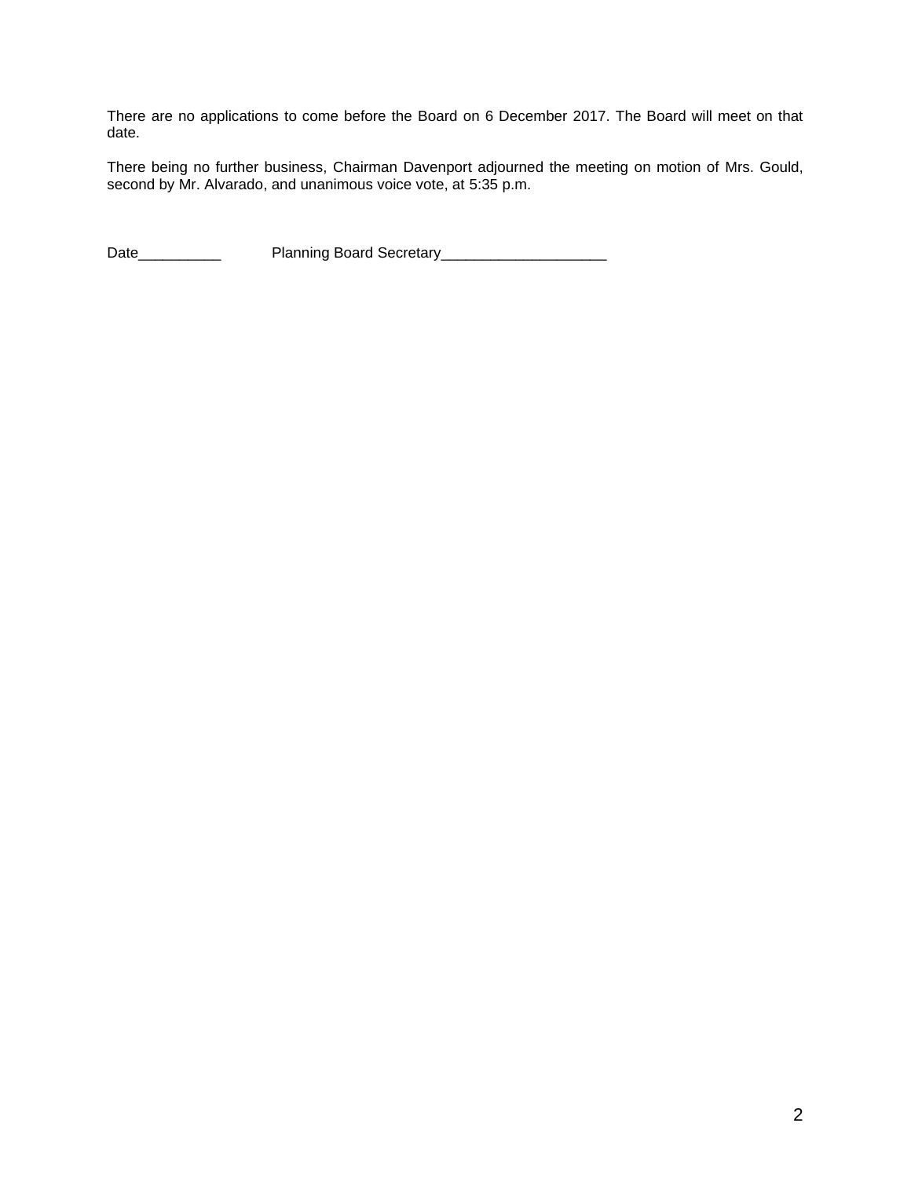There are no applications to come before the Board on 6 December 2017. The Board will meet on that date.

There being no further business, Chairman Davenport adjourned the meeting on motion of Mrs. Gould, second by Mr. Alvarado, and unanimous voice vote, at 5:35 p.m.

Date__________ Planning Board Secretary____________________